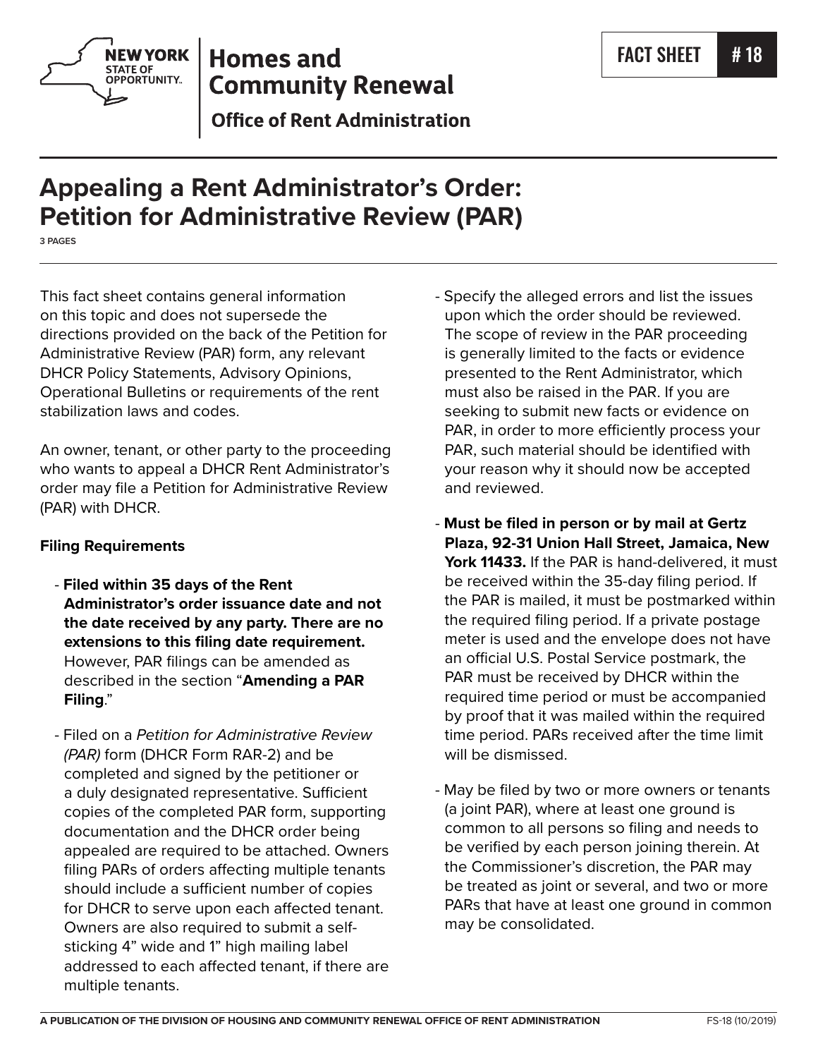New York State of Opportunity | Homes and Community Renewal
Office of Rent Administration

FACT SHEET # 18

# Appealing a Rent Administrator's Order: Petition for Administrative Review (PAR)

3 PAGES

This fact sheet contains general information on this topic and does not supersede the directions provided on the back of the Petition for Administrative Review (PAR) form, any relevant DHCR Policy Statements, Advisory Opinions, Operational Bulletins or requirements of the rent stabilization laws and codes.

An owner, tenant, or other party to the proceeding who wants to appeal a DHCR Rent Administrator's order may file a Petition for Administrative Review (PAR) with DHCR.

**Filing Requirements**

- **Filed within 35 days of the Rent Administrator's order issuance date and not the date received by any party. There are no extensions to this filing date requirement.** However, PAR filings can be amended as described in the section "**Amending a PAR Filing**."

- Filed on a *Petition for Administrative Review (PAR)* form (DHCR Form RAR-2) and be completed and signed by the petitioner or a duly designated representative. Sufficient copies of the completed PAR form, supporting documentation and the DHCR order being appealed are required to be attached. Owners filing PARs of orders affecting multiple tenants should include a sufficient number of copies for DHCR to serve upon each affected tenant. Owners are also required to submit a self-sticking 4" wide and 1" high mailing label addressed to each affected tenant, if there are multiple tenants.

- Specify the alleged errors and list the issues upon which the order should be reviewed. The scope of review in the PAR proceeding is generally limited to the facts or evidence presented to the Rent Administrator, which must also be raised in the PAR. If you are seeking to submit new facts or evidence on PAR, in order to more efficiently process your PAR, such material should be identified with your reason why it should now be accepted and reviewed.

- **Must be filed in person or by mail at Gertz Plaza, 92-31 Union Hall Street, Jamaica, New York 11433.** If the PAR is hand-delivered, it must be received within the 35-day filing period. If the PAR is mailed, it must be postmarked within the required filing period. If a private postage meter is used and the envelope does not have an official U.S. Postal Service postmark, the PAR must be received by DHCR within the required time period or must be accompanied by proof that it was mailed within the required time period. PARs received after the time limit will be dismissed.

- May be filed by two or more owners or tenants (a joint PAR), where at least one ground is common to all persons so filing and needs to be verified by each person joining therein. At the Commissioner's discretion, the PAR may be treated as joint or several, and two or more PARs that have at least one ground in common may be consolidated.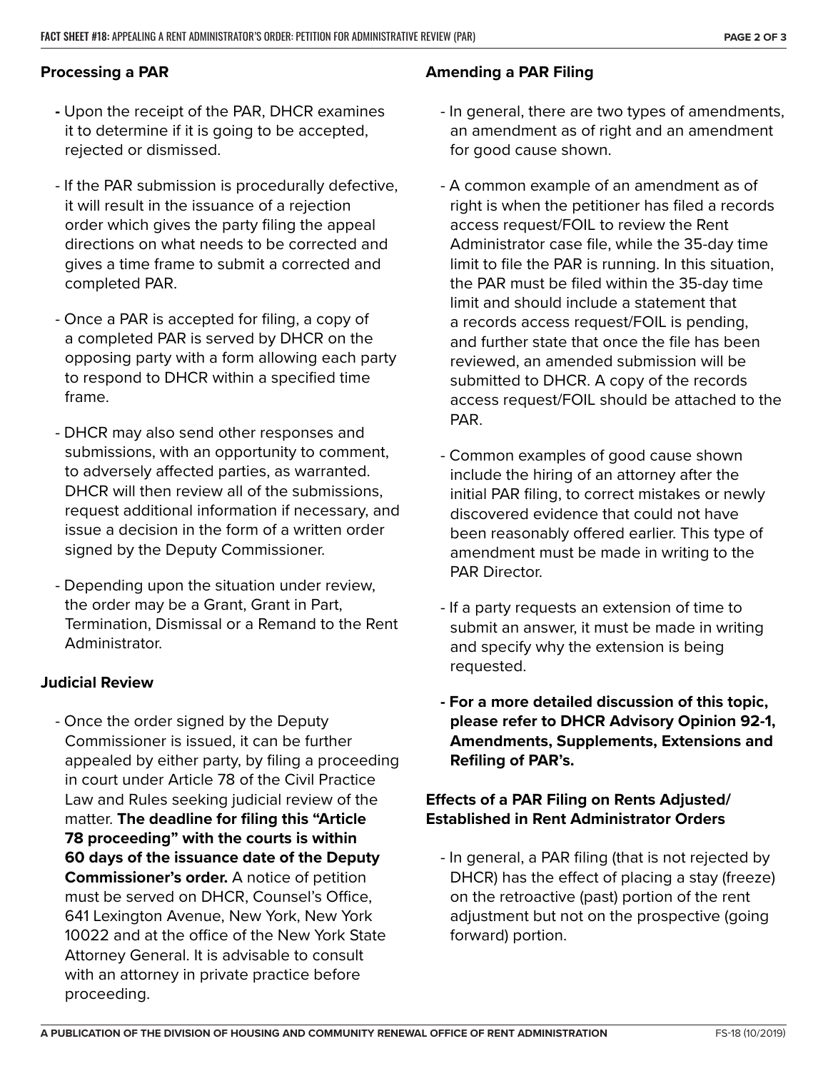## Processing a PAR

- Upon the receipt of the PAR, DHCR examines it to determine if it is going to be accepted, rejected or dismissed.
- If the PAR submission is procedurally defective, it will result in the issuance of a rejection order which gives the party filing the appeal directions on what needs to be corrected and gives a time frame to submit a corrected and completed PAR.
- Once a PAR is accepted for filing, a copy of a completed PAR is served by DHCR on the opposing party with a form allowing each party to respond to DHCR within a specified time frame.
- DHCR may also send other responses and submissions, with an opportunity to comment, to adversely affected parties, as warranted. DHCR will then review all of the submissions, request additional information if necessary, and issue a decision in the form of a written order signed by the Deputy Commissioner.
- Depending upon the situation under review, the order may be a Grant, Grant in Part, Termination, Dismissal or a Remand to the Rent Administrator.

## Judicial Review

- Once the order signed by the Deputy Commissioner is issued, it can be further appealed by either party, by filing a proceeding in court under Article 78 of the Civil Practice Law and Rules seeking judicial review of the matter. **The deadline for filing this "Article 78 proceeding" with the courts is within 60 days of the issuance date of the Deputy Commissioner's order.** A notice of petition must be served on DHCR, Counsel's Office, 641 Lexington Avenue, New York, New York 10022 and at the office of the New York State Attorney General. It is advisable to consult with an attorney in private practice before proceeding.

## Amending a PAR Filing

- In general, there are two types of amendments, an amendment as of right and an amendment for good cause shown.
- A common example of an amendment as of right is when the petitioner has filed a records access request/FOIL to review the Rent Administrator case file, while the 35-day time limit to file the PAR is running. In this situation, the PAR must be filed within the 35-day time limit and should include a statement that a records access request/FOIL is pending, and further state that once the file has been reviewed, an amended submission will be submitted to DHCR. A copy of the records access request/FOIL should be attached to the PAR.
- Common examples of good cause shown include the hiring of an attorney after the initial PAR filing, to correct mistakes or newly discovered evidence that could not have been reasonably offered earlier. This type of amendment must be made in writing to the PAR Director.
- If a party requests an extension of time to submit an answer, it must be made in writing and specify why the extension is being requested.
- **For a more detailed discussion of this topic, please refer to DHCR Advisory Opinion 92-1, Amendments, Supplements, Extensions and Refiling of PAR's.**

## Effects of a PAR Filing on Rents Adjusted/ Established in Rent Administrator Orders

- In general, a PAR filing (that is not rejected by DHCR) has the effect of placing a stay (freeze) on the retroactive (past) portion of the rent adjustment but not on the prospective (going forward) portion.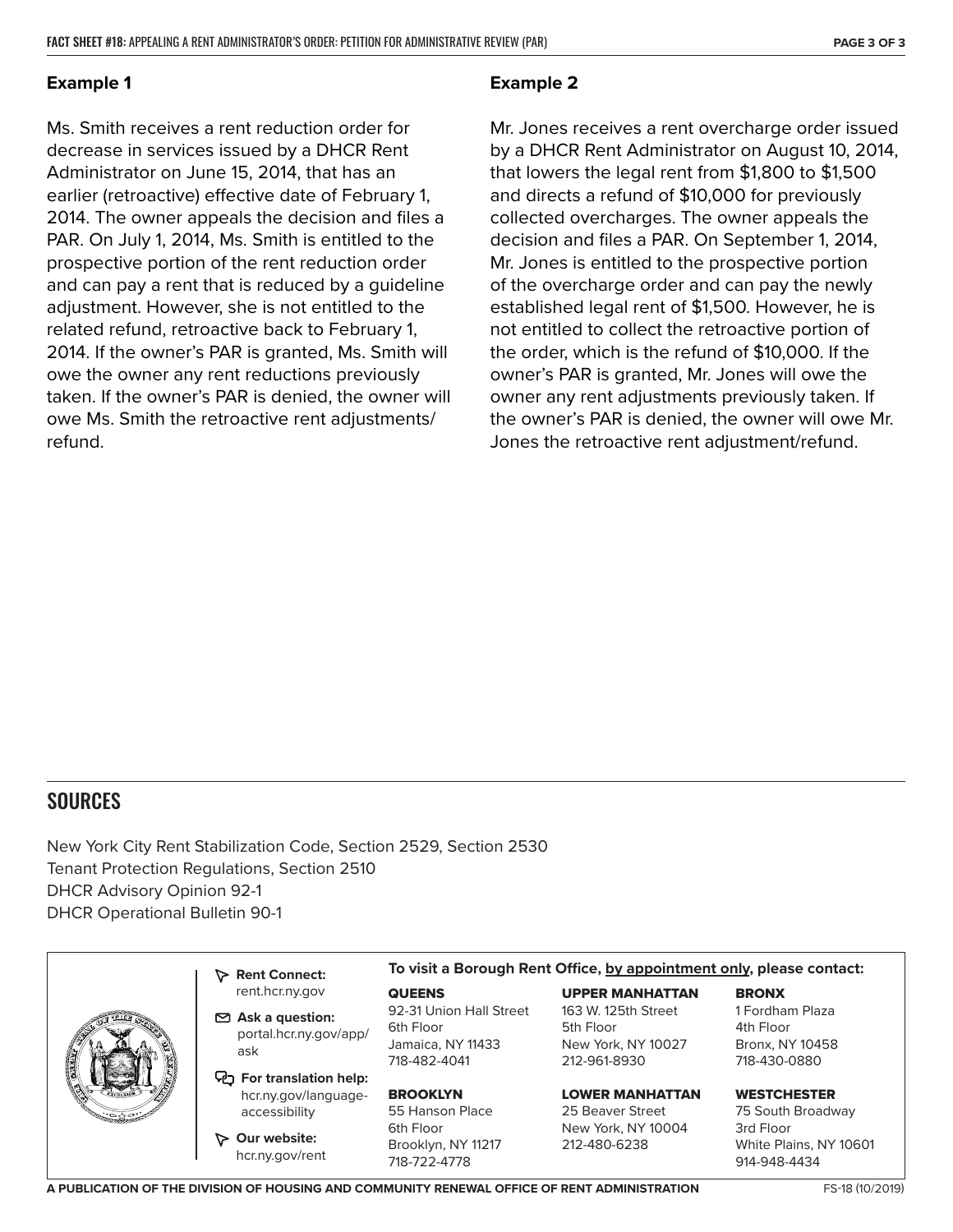### Example 1

Ms. Smith receives a rent reduction order for decrease in services issued by a DHCR Rent Administrator on June 15, 2014, that has an earlier (retroactive) effective date of February 1, 2014. The owner appeals the decision and files a PAR. On July 1, 2014, Ms. Smith is entitled to the prospective portion of the rent reduction order and can pay a rent that is reduced by a guideline adjustment. However, she is not entitled to the related refund, retroactive back to February 1, 2014. If the owner's PAR is granted, Ms. Smith will owe the owner any rent reductions previously taken. If the owner's PAR is denied, the owner will owe Ms. Smith the retroactive rent adjustments/refund.

### Example 2

Mr. Jones receives a rent overcharge order issued by a DHCR Rent Administrator on August 10, 2014, that lowers the legal rent from $1,800 to $1,500 and directs a refund of $10,000 for previously collected overcharges. The owner appeals the decision and files a PAR. On September 1, 2014, Mr. Jones is entitled to the prospective portion of the overcharge order and can pay the newly established legal rent of $1,500. However, he is not entitled to collect the retroactive portion of the order, which is the refund of $10,000. If the owner's PAR is granted, Mr. Jones will owe the owner any rent adjustments previously taken. If the owner's PAR is denied, the owner will owe Mr. Jones the retroactive rent adjustment/refund.

## SOURCES

New York City Rent Stabilization Code, Section 2529, Section 2530
Tenant Protection Regulations, Section 2510
DHCR Advisory Opinion 92-1
DHCR Operational Bulletin 90-1

**Rent Connect:** rent.hcr.ny.gov

**Ask a question:** portal.hcr.ny.gov/app/ask

**For translation help:** hcr.ny.gov/language-accessibility

**Our website:** hcr.ny.gov/rent

**To visit a Borough Rent Office, by appointment only, please contact:**

**QUEENS**
92-31 Union Hall Street
6th Floor
Jamaica, NY 11433
718-482-4041

**BROOKLYN**
55 Hanson Place
6th Floor
Brooklyn, NY 11217
718-722-4778

**UPPER MANHATTAN**
163 W. 125th Street
5th Floor
New York, NY 10027
212-961-8930

**LOWER MANHATTAN**
25 Beaver Street
New York, NY 10004
212-480-6238

**BRONX**
1 Fordham Plaza
4th Floor
Bronx, NY 10458
718-430-0880

**WESTCHESTER**
75 South Broadway
3rd Floor
White Plains, NY 10601
914-948-4434

**A PUBLICATION OF THE DIVISION OF HOUSING AND COMMUNITY RENEWAL OFFICE OF RENT ADMINISTRATION**

FS-18 (10/2019)